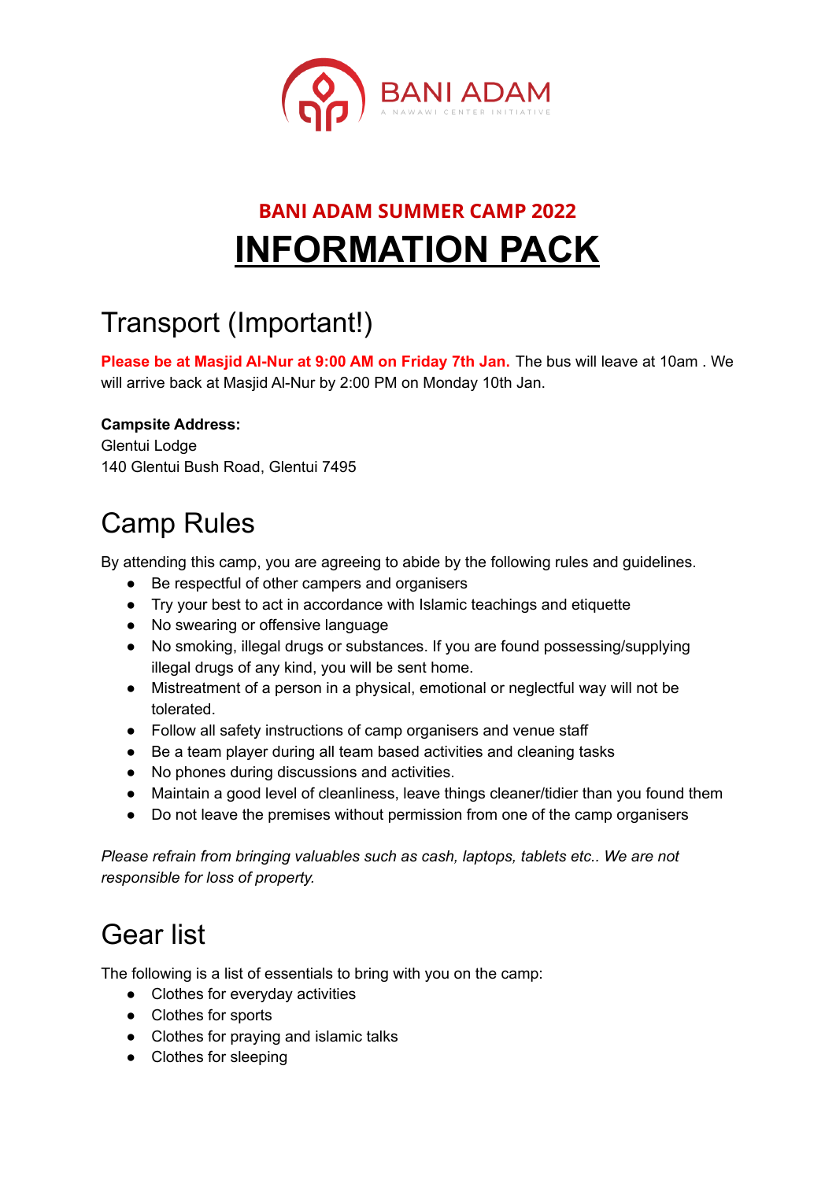BANI ADAM

A NAWAWI CENTER INITIATIVE

**BANI ADAM SUMMER CAMP 2022**

# INFORMATION PACK

## Transport (Important!)

**Please be at Masjid Al-Nur at 9:00 AM on Friday 7th Jan.** The bus will leave at 10am . We will arrive back at Masjid Al-Nur by 2:00 PM on Monday 10th Jan.

**Campsite Address:**
Glentui Lodge
140 Glentui Bush Road, Glentui 7495

## Camp Rules

By attending this camp, you are agreeing to abide by the following rules and guidelines.

- Be respectful of other campers and organisers
- Try your best to act in accordance with Islamic teachings and etiquette
- No swearing or offensive language
- No smoking, illegal drugs or substances. If you are found possessing/supplying illegal drugs of any kind, you will be sent home.
- Mistreatment of a person in a physical, emotional or neglectful way will not be tolerated.
- Follow all safety instructions of camp organisers and venue staff
- Be a team player during all team based activities and cleaning tasks
- No phones during discussions and activities.
- Maintain a good level of cleanliness, leave things cleaner/tidier than you found them
- Do not leave the premises without permission from one of the camp organisers

*Please refrain from bringing valuables such as cash, laptops, tablets etc.. We are not responsible for loss of property.*

## Gear list

The following is a list of essentials to bring with you on the camp:

- Clothes for everyday activities
- Clothes for sports
- Clothes for praying and islamic talks
- Clothes for sleeping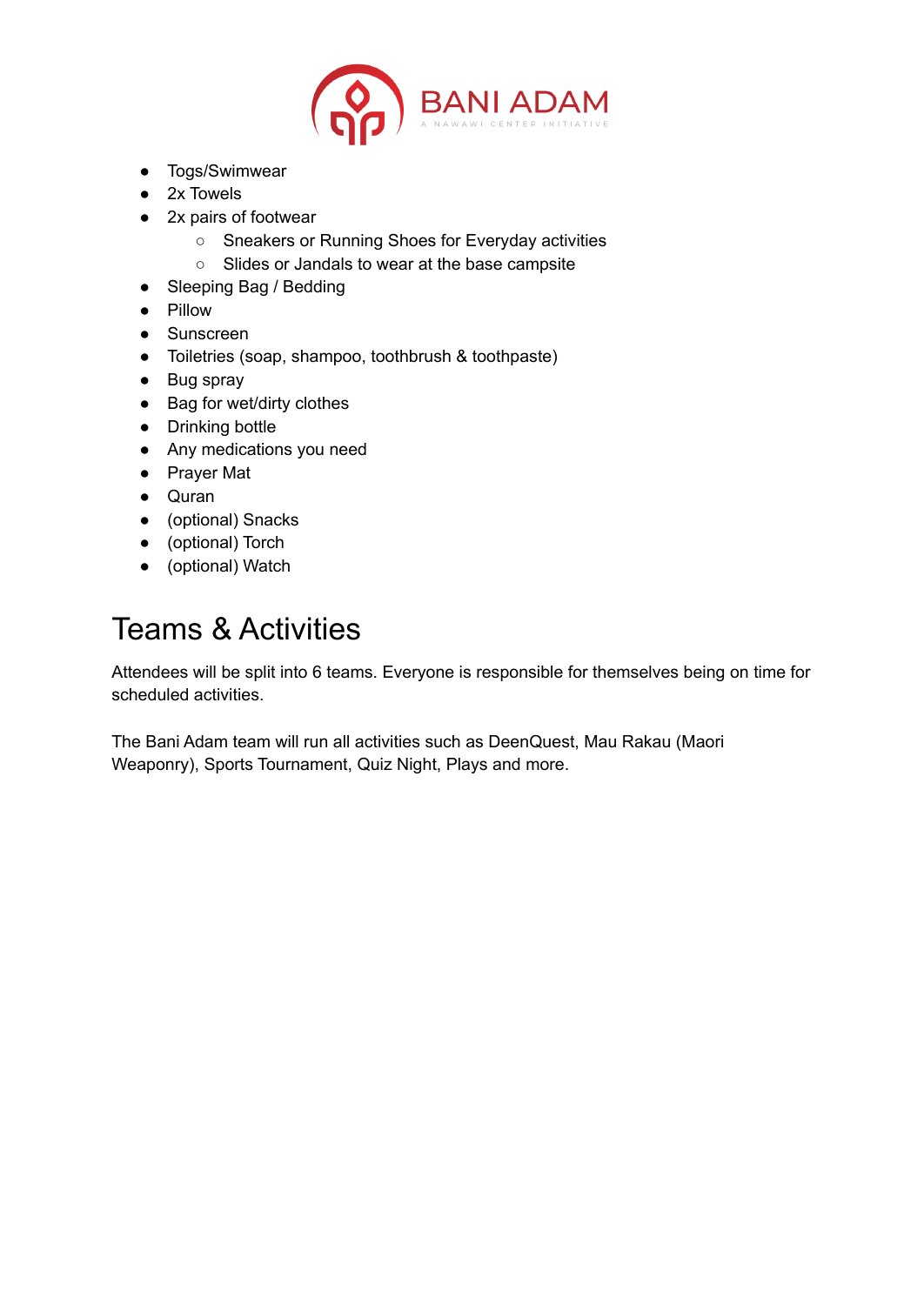- Togs/Swimwear
- 2x Towels
- 2x pairs of footwear
    - Sneakers or Running Shoes for Everyday activities
    - Slides or Jandals to wear at the base campsite
- Sleeping Bag / Bedding
- Pillow
- Sunscreen
- Toiletries (soap, shampoo, toothbrush & toothpaste)
- Bug spray
- Bag for wet/dirty clothes
- Drinking bottle
- Any medications you need
- Prayer Mat
- Quran
- (optional) Snacks
- (optional) Torch
- (optional) Watch

# Teams & Activities

Attendees will be split into 6 teams. Everyone is responsible for themselves being on time for scheduled activities.

The Bani Adam team will run all activities such as DeenQuest, Mau Rakau (Maori Weaponry), Sports Tournament, Quiz Night, Plays and more.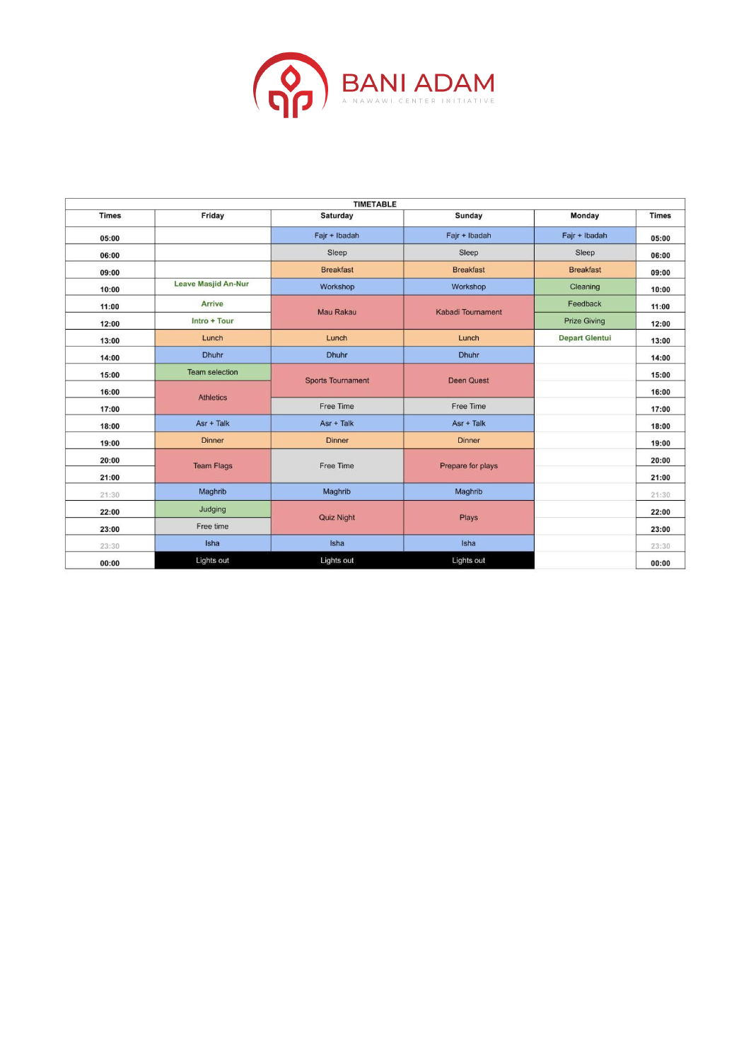BANI ADAM

A NAWAWI CENTER INITIATIVE

| TIMETABLE | | | | | |
|---|---|---|---|---|---|
| **Times** | **Friday** | **Saturday** | **Sunday** | **Monday** | **Times** |
| **05:00** | | Fajr + Ibadah | Fajr + Ibadah | Fajr + Ibadah | **05:00** |
| **06:00** | | Sleep | Sleep | Sleep | **06:00** |
| **09:00** | | Breakfast | Breakfast | Breakfast | **09:00** |
| **10:00** | **Leave Masjid An-Nur** | Workshop | Workshop | Cleaning | **10:00** |
| **11:00** | **Arrive** | Mau Rakau | Kabadi Tournament | Feedback | **11:00** |
| **12:00** | **Intro + Tour** | | | Prize Giving | **12:00** |
| **13:00** | Lunch | Lunch | Lunch | **Depart Glentui** | **13:00** |
| **14:00** | Dhuhr | Dhuhr | Dhuhr | | **14:00** |
| **15:00** | Team selection | Sports Tournament | Deen Quest | | **15:00** |
| **16:00** | Athletics | | | | **16:00** |
| **17:00** | | Free Time | Free Time | | **17:00** |
| **18:00** | Asr + Talk | Asr + Talk | Asr + Talk | | **18:00** |
| **19:00** | Dinner | Dinner | Dinner | | **19:00** |
| **20:00** | Team Flags | Free Time | Prepare for plays | | **20:00** |
| **21:00** | | | | | **21:00** |
| 21:30 | Maghrib | Maghrib | Maghrib | | 21:30 |
| **22:00** | Judging | Quiz Night | Plays | | **22:00** |
| **23:00** | Free time | | | | **23:00** |
| 23:30 | Isha | Isha | Isha | | 23:30 |
| **00:00** | Lights out | Lights out | Lights out | | **00:00** |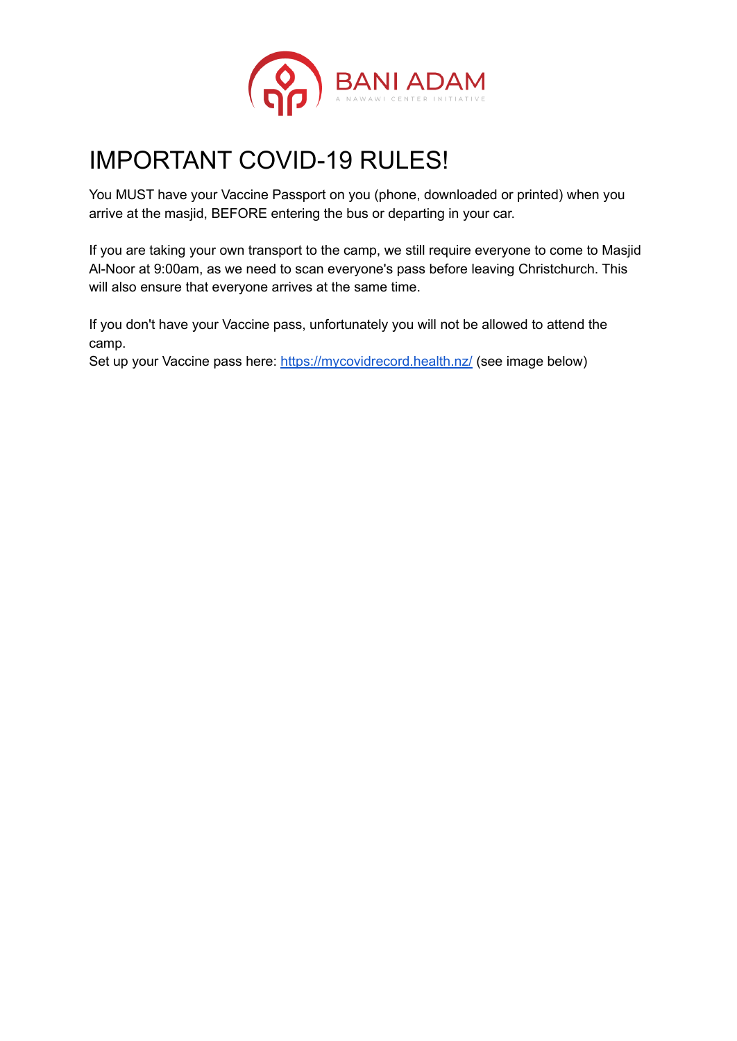BANI ADAM
A NAWAWI CENTER INITIATIVE

# IMPORTANT COVID-19 RULES!

You MUST have your Vaccine Passport on you (phone, downloaded or printed) when you arrive at the masjid, BEFORE entering the bus or departing in your car.

If you are taking your own transport to the camp, we still require everyone to come to Masjid Al-Noor at 9:00am, as we need to scan everyone's pass before leaving Christchurch. This will also ensure that everyone arrives at the same time.

If you don't have your Vaccine pass, unfortunately you will not be allowed to attend the camp.
Set up your Vaccine pass here: [https://mycovidrecord.health.nz/](https://mycovidrecord.health.nz/) (see image below)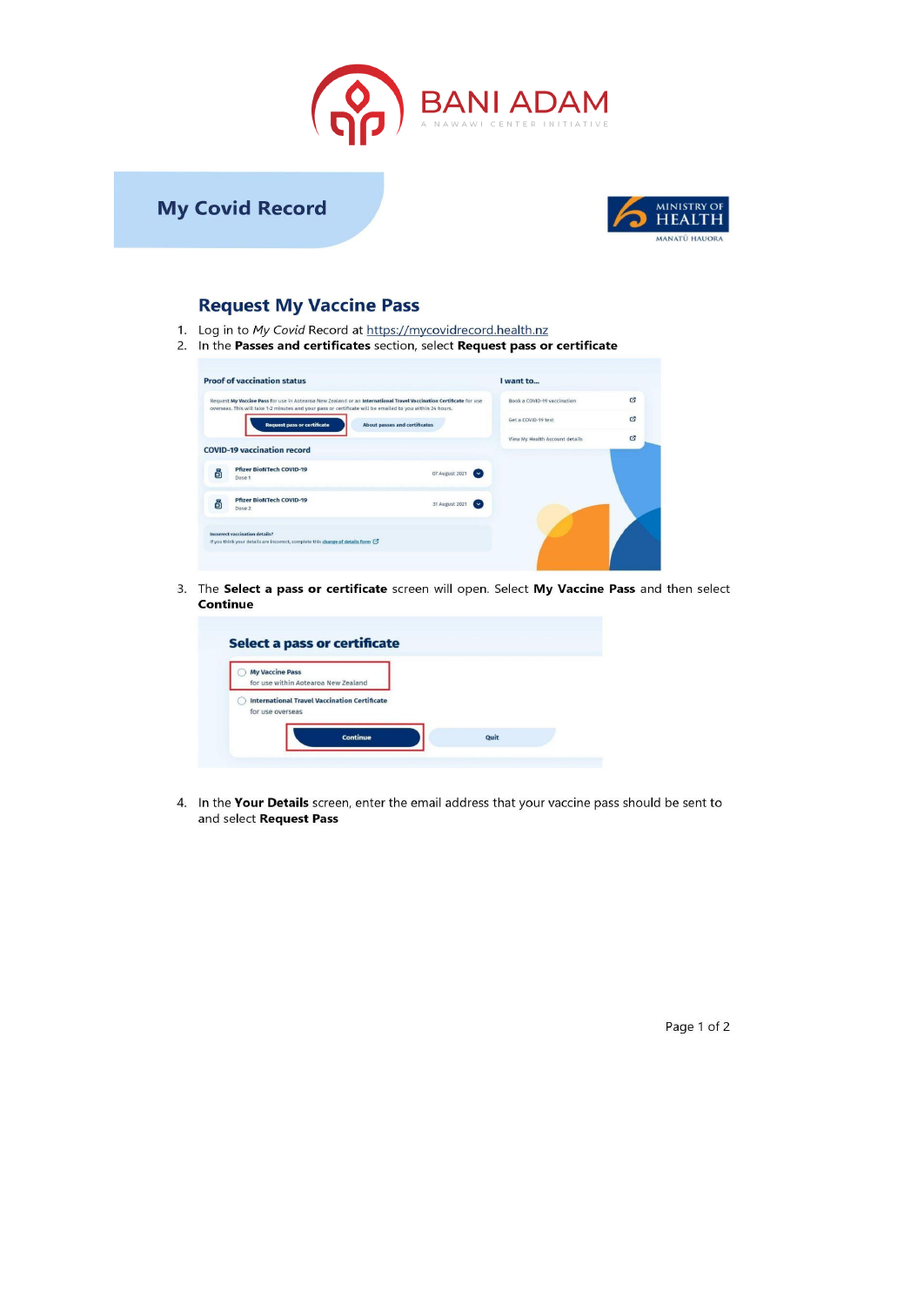BANI ADAM

A NAWAWI CENTER INITIATIVE

# My Covid Record

MINISTRY OF HEALTH
MANATŪ HAUORA

## Request My Vaccine Pass

1. Log in to *My Covid* Record at https://mycovidrecord.health.nz
2. In the **Passes and certificates** section, select **Request pass or certificate**
3. The **Select a pass or certificate** screen will open. Select **My Vaccine Pass** and then select **Continue**
4. In the **Your Details** screen, enter the email address that your vaccine pass should be sent to and select **Request Pass**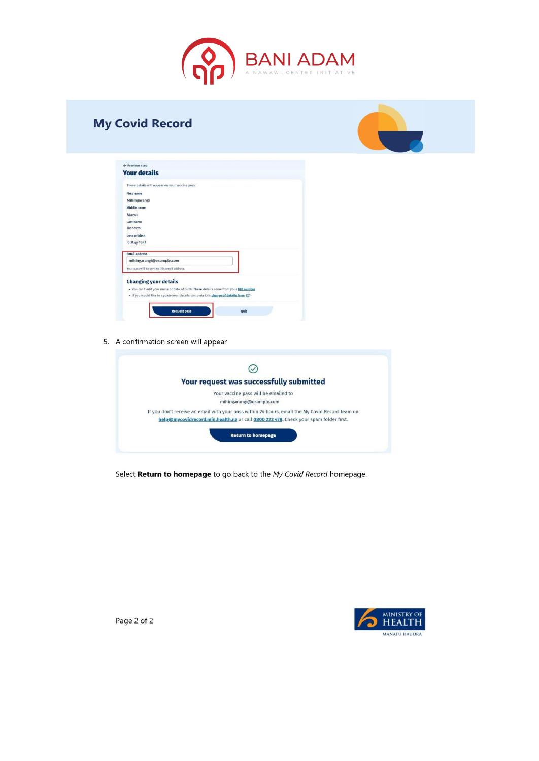# My Covid Record

← Previous step

**Your details**

These details will appear on your vaccine pass.

First name
Mihingarangi

Middle name
Maeva

Last name
Roberts

Date of birth
9 May 1957

Email address
mihingarangi@example.com
Your pass will be sent to this email address.

**Changing your details**

- You can't edit your name or date of birth. These details come from your NHI number
- If you would like to update your details complete this change of details form

Request pass | Quit

5. A confirmation screen will appear

**Your request was successfully submitted**

Your vaccine pass will be emailed to
mihingarangi@example.com

If you don't receive an email with your pass within 24 hours, email the My Covid Record team on help@mycovidrecord.min.health.nz or call 0800 222 478. Check your spam folder first.

Return to homepage

Select **Return to homepage** to go back to the *My Covid Record* homepage.